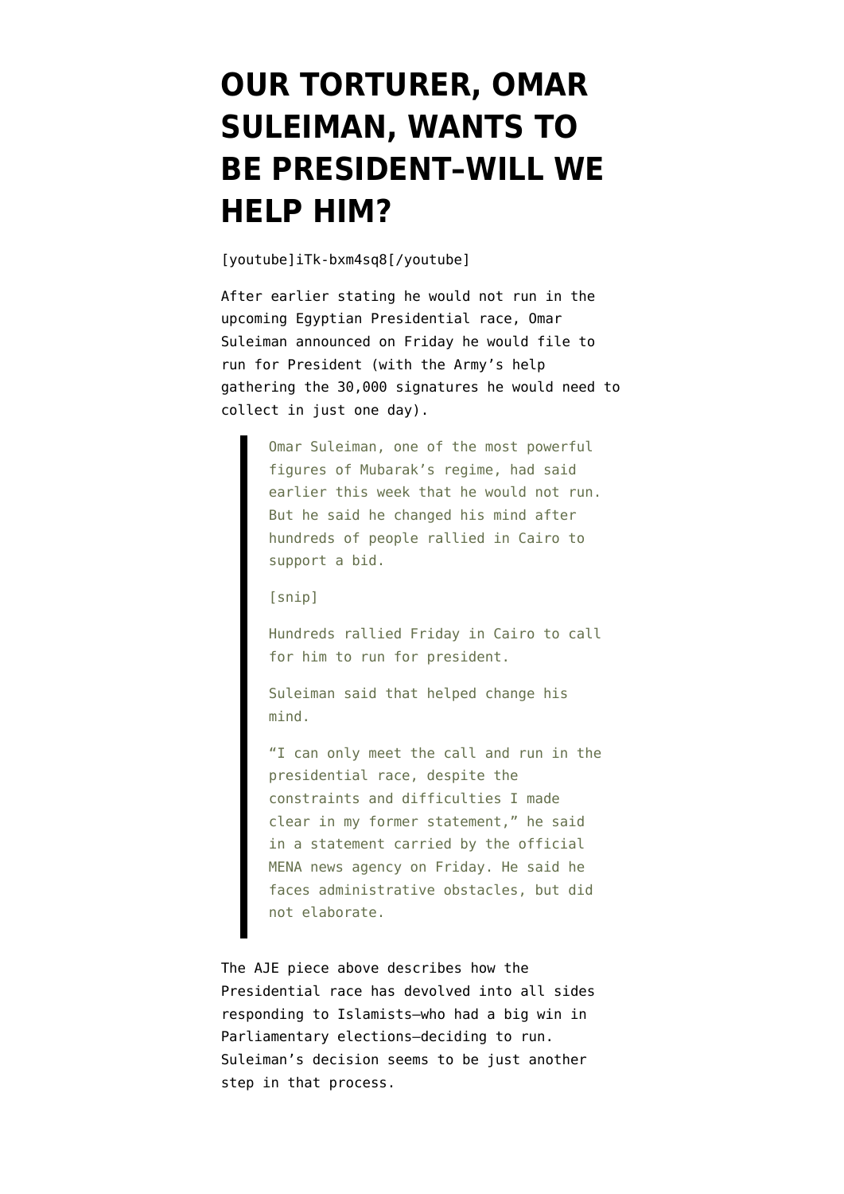# OUR TORTURER, OMAR SULEIMAN, WANTS TO BE PRESIDENT–WILL WE HELP HIM?

[youtube]iTk-bxm4sq8[/youtube]

After earlier stating he would not run in the upcoming Egyptian Presidential race, Omar Suleiman announced on Friday he would file to run for President (with the Army's help gathering the 30,000 signatures he would need to collect in just one day).

> Omar Suleiman, one of the most powerful figures of Mubarak's regime, had said earlier this week that he would not run. But he said he changed his mind after hundreds of people rallied in Cairo to support a bid.
>
> [snip]
>
> Hundreds rallied Friday in Cairo to call for him to run for president.
>
> Suleiman said that helped change his mind.
>
> "I can only meet the call and run in the presidential race, despite the constraints and difficulties I made clear in my former statement," he said in a statement carried by the official MENA news agency on Friday. He said he faces administrative obstacles, but did not elaborate.

The AJE piece above describes how the Presidential race has devolved into all sides responding to Islamists–who had a big win in Parliamentary elections–deciding to run. Suleiman's decision seems to be just another step in that process.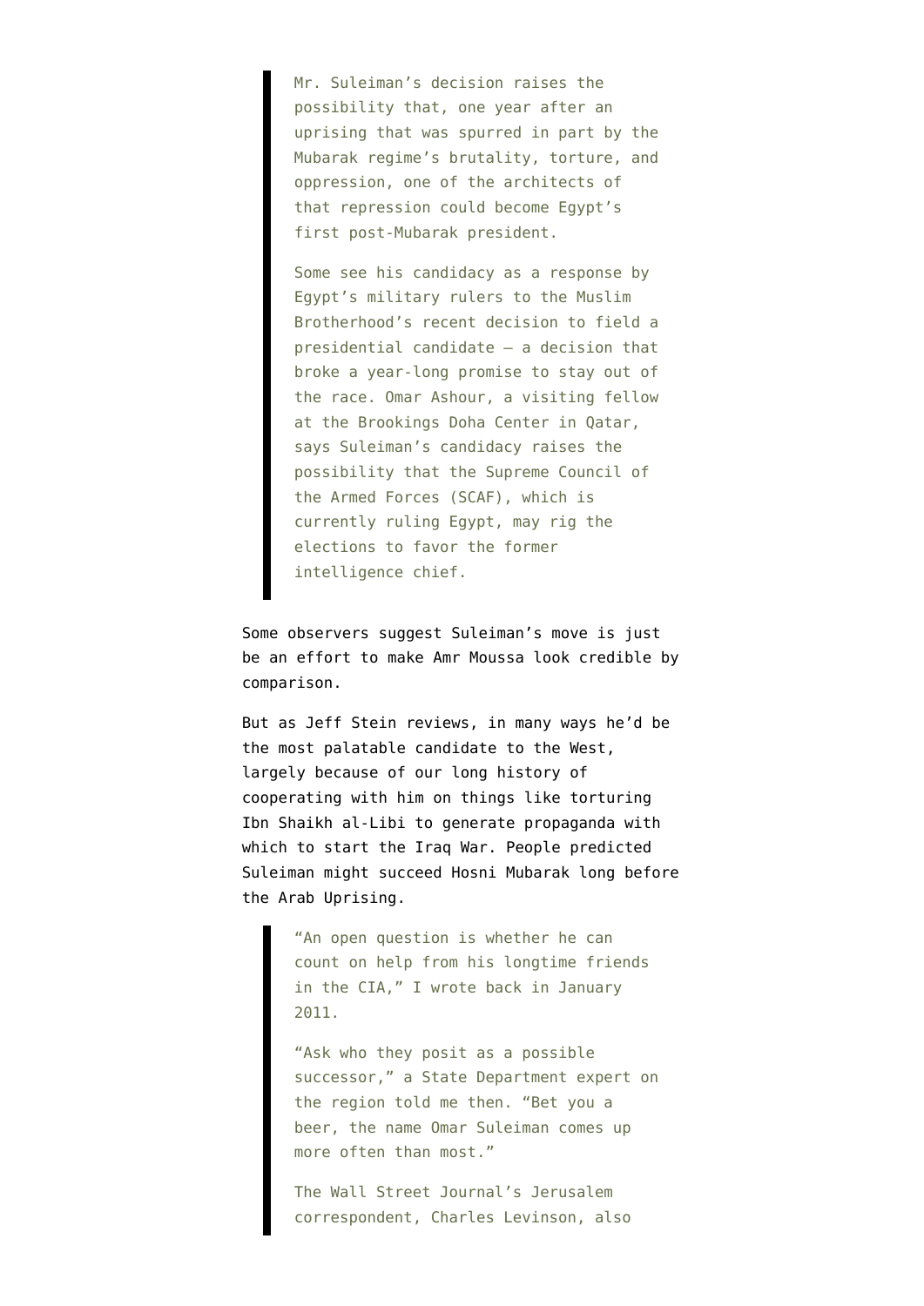> Mr. Suleiman's decision raises the possibility that, one year after an uprising that was spurred in part by the Mubarak regime's brutality, torture, and oppression, one of the architects of that repression could become Egypt's first post-Mubarak president.
>
> Some see his candidacy as a response by Egypt's military rulers to the Muslim Brotherhood's recent decision to field a presidential candidate — a decision that broke a year-long promise to stay out of the race. Omar Ashour, a visiting fellow at the Brookings Doha Center in Qatar, says Suleiman's candidacy raises the possibility that the Supreme Council of the Armed Forces (SCAF), which is currently ruling Egypt, may rig the elections to favor the former intelligence chief.

Some observers suggest Suleiman's move is just be an effort to make Amr Moussa look credible by comparison.

But as Jeff Stein reviews, in many ways he'd be the most palatable candidate to the West, largely because of our long history of cooperating with him on things like torturing Ibn Shaikh al-Libi to generate propaganda with which to start the Iraq War. People predicted Suleiman might succeed Hosni Mubarak long before the Arab Uprising.

> "An open question is whether he can count on help from his longtime friends in the CIA," I wrote back in January 2011.
>
> "Ask who they posit as a possible successor," a State Department expert on the region told me then. "Bet you a beer, the name Omar Suleiman comes up more often than most."
>
> The Wall Street Journal's Jerusalem correspondent, Charles Levinson, also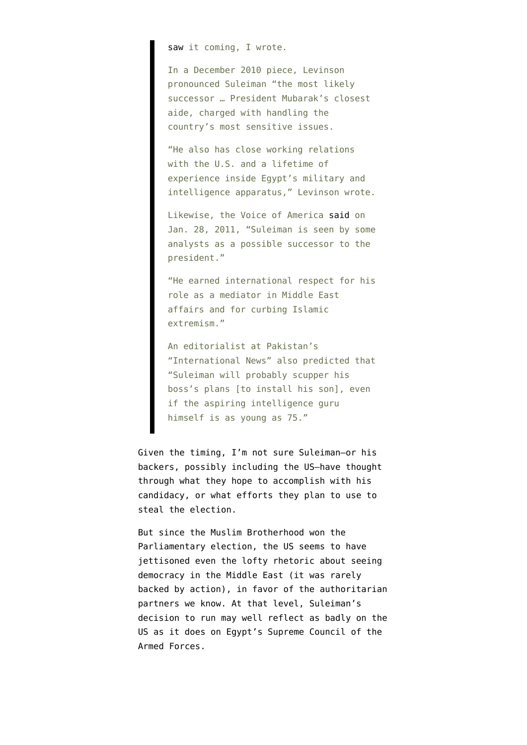> saw it coming, I wrote.
>
> In a December 2010 piece, Levinson pronounced Suleiman "the most likely successor … President Mubarak's closest aide, charged with handling the country's most sensitive issues.
>
> "He also has close working relations with the U.S. and a lifetime of experience inside Egypt's military and intelligence apparatus," Levinson wrote.
>
> Likewise, the Voice of America said on Jan. 28, 2011, "Suleiman is seen by some analysts as a possible successor to the president."
>
> "He earned international respect for his role as a mediator in Middle East affairs and for curbing Islamic extremism."
>
> An editorialist at Pakistan's "International News" also predicted that "Suleiman will probably scupper his boss's plans [to install his son], even if the aspiring intelligence guru himself is as young as 75."

Given the timing, I'm not sure Suleiman–or his backers, possibly including the US–have thought through what they hope to accomplish with his candidacy, or what efforts they plan to use to steal the election.

But since the Muslim Brotherhood won the Parliamentary election, the US seems to have jettisoned even the lofty rhetoric about seeing democracy in the Middle East (it was rarely backed by action), in favor of the authoritarian partners we know. At that level, Suleiman's decision to run may well reflect as badly on the US as it does on Egypt's Supreme Council of the Armed Forces.